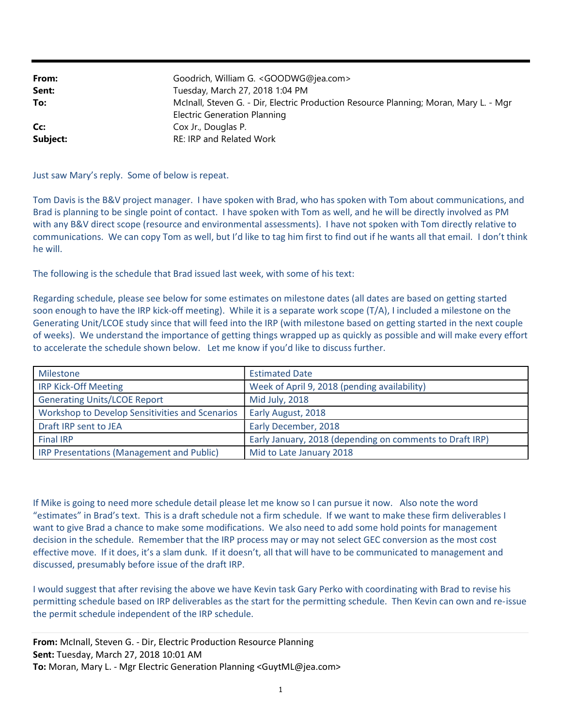| | |
|---|---|
| **From:** | Goodrich, William G. <GOODWG@jea.com> |
| **Sent:** | Tuesday, March 27, 2018 1:04 PM |
| **To:** | McInall, Steven G. - Dir, Electric Production Resource Planning; Moran, Mary L. - Mgr Electric Generation Planning |
| **Cc:** | Cox Jr., Douglas P. |
| **Subject:** | RE: IRP and Related Work |

Just saw Mary's reply. Some of below is repeat.

Tom Davis is the B&V project manager. I have spoken with Brad, who has spoken with Tom about communications, and Brad is planning to be single point of contact. I have spoken with Tom as well, and he will be directly involved as PM with any B&V direct scope (resource and environmental assessments). I have not spoken with Tom directly relative to communications. We can copy Tom as well, but I'd like to tag him first to find out if he wants all that email. I don't think he will.

The following is the schedule that Brad issued last week, with some of his text:

Regarding schedule, please see below for some estimates on milestone dates (all dates are based on getting started soon enough to have the IRP kick-off meeting). While it is a separate work scope (T/A), I included a milestone on the Generating Unit/LCOE study since that will feed into the IRP (with milestone based on getting started in the next couple of weeks). We understand the importance of getting things wrapped up as quickly as possible and will make every effort to accelerate the schedule shown below. Let me know if you'd like to discuss further.

| Milestone | Estimated Date |
|---|---|
| IRP Kick-Off Meeting | Week of April 9, 2018 (pending availability) |
| Generating Units/LCOE Report | Mid July, 2018 |
| Workshop to Develop Sensitivities and Scenarios | Early August, 2018 |
| Draft IRP sent to JEA | Early December, 2018 |
| Final IRP | Early January, 2018 (depending on comments to Draft IRP) |
| IRP Presentations (Management and Public) | Mid to Late January 2018 |

If Mike is going to need more schedule detail please let me know so I can pursue it now. Also note the word "estimates" in Brad's text. This is a draft schedule not a firm schedule. If we want to make these firm deliverables I want to give Brad a chance to make some modifications. We also need to add some hold points for management decision in the schedule. Remember that the IRP process may or may not select GEC conversion as the most cost effective move. If it does, it's a slam dunk. If it doesn't, all that will have to be communicated to management and discussed, presumably before issue of the draft IRP.

I would suggest that after revising the above we have Kevin task Gary Perko with coordinating with Brad to revise his permitting schedule based on IRP deliverables as the start for the permitting schedule. Then Kevin can own and re-issue the permit schedule independent of the IRP schedule.

**From:** McInall, Steven G. - Dir, Electric Production Resource Planning
**Sent:** Tuesday, March 27, 2018 10:01 AM
**To:** Moran, Mary L. - Mgr Electric Generation Planning <GuytML@jea.com>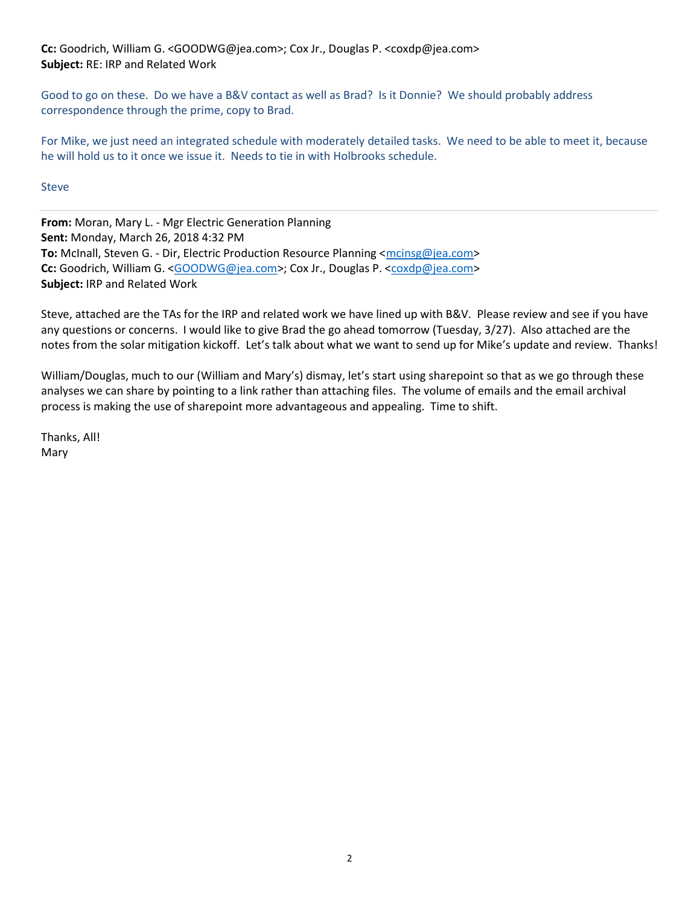**Cc:** Goodrich, William G. <GOODWG@jea.com>; Cox Jr., Douglas P. <coxdp@jea.com>
**Subject:** RE: IRP and Related Work

Good to go on these. Do we have a B&V contact as well as Brad? Is it Donnie? We should probably address correspondence through the prime, copy to Brad.

For Mike, we just need an integrated schedule with moderately detailed tasks. We need to be able to meet it, because he will hold us to it once we issue it. Needs to tie in with Holbrooks schedule.

Steve

---

**From:** Moran, Mary L. - Mgr Electric Generation Planning
**Sent:** Monday, March 26, 2018 4:32 PM
**To:** McInall, Steven G. - Dir, Electric Production Resource Planning <mcinsg@jea.com>
**Cc:** Goodrich, William G. <GOODWG@jea.com>; Cox Jr., Douglas P. <coxdp@jea.com>
**Subject:** IRP and Related Work

Steve, attached are the TAs for the IRP and related work we have lined up with B&V. Please review and see if you have any questions or concerns. I would like to give Brad the go ahead tomorrow (Tuesday, 3/27). Also attached are the notes from the solar mitigation kickoff. Let's talk about what we want to send up for Mike's update and review. Thanks!

William/Douglas, much to our (William and Mary's) dismay, let's start using sharepoint so that as we go through these analyses we can share by pointing to a link rather than attaching files. The volume of emails and the email archival process is making the use of sharepoint more advantageous and appealing. Time to shift.

Thanks, All!
Mary